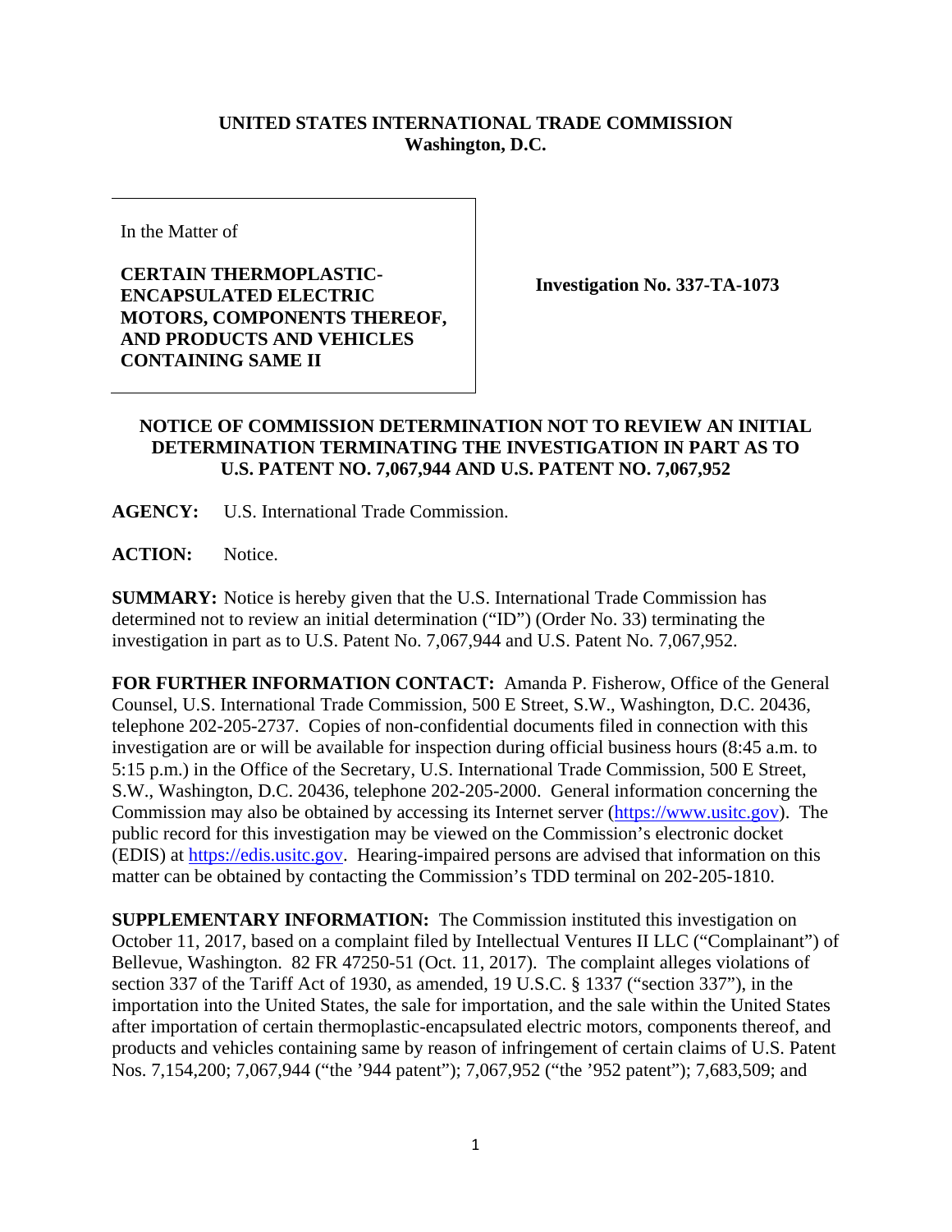**UNITED STATES INTERNATIONAL TRADE COMMISSION**
**Washington, D.C.**

| In the Matter of<br><br>**CERTAIN THERMOPLASTIC-ENCAPSULATED ELECTRIC MOTORS, COMPONENTS THEREOF, AND PRODUCTS AND VEHICLES CONTAINING SAME II** | **Investigation No. 337-TA-1073** |
|---|---|

**NOTICE OF COMMISSION DETERMINATION NOT TO REVIEW AN INITIAL DETERMINATION TERMINATING THE INVESTIGATION IN PART AS TO U.S. PATENT NO. 7,067,944 AND U.S. PATENT NO. 7,067,952**

**AGENCY:** U.S. International Trade Commission.

**ACTION:** Notice.

**SUMMARY:** Notice is hereby given that the U.S. International Trade Commission has determined not to review an initial determination ("ID") (Order No. 33) terminating the investigation in part as to U.S. Patent No. 7,067,944 and U.S. Patent No. 7,067,952.

**FOR FURTHER INFORMATION CONTACT:** Amanda P. Fisherow, Office of the General Counsel, U.S. International Trade Commission, 500 E Street, S.W., Washington, D.C. 20436, telephone 202-205-2737. Copies of non-confidential documents filed in connection with this investigation are or will be available for inspection during official business hours (8:45 a.m. to 5:15 p.m.) in the Office of the Secretary, U.S. International Trade Commission, 500 E Street, S.W., Washington, D.C. 20436, telephone 202-205-2000. General information concerning the Commission may also be obtained by accessing its Internet server (https://www.usitc.gov). The public record for this investigation may be viewed on the Commission's electronic docket (EDIS) at https://edis.usitc.gov. Hearing-impaired persons are advised that information on this matter can be obtained by contacting the Commission's TDD terminal on 202-205-1810.

**SUPPLEMENTARY INFORMATION:** The Commission instituted this investigation on October 11, 2017, based on a complaint filed by Intellectual Ventures II LLC ("Complainant") of Bellevue, Washington. 82 FR 47250-51 (Oct. 11, 2017). The complaint alleges violations of section 337 of the Tariff Act of 1930, as amended, 19 U.S.C. § 1337 ("section 337"), in the importation into the United States, the sale for importation, and the sale within the United States after importation of certain thermoplastic-encapsulated electric motors, components thereof, and products and vehicles containing same by reason of infringement of certain claims of U.S. Patent Nos. 7,154,200; 7,067,944 ("the '944 patent"); 7,067,952 ("the '952 patent"); 7,683,509; and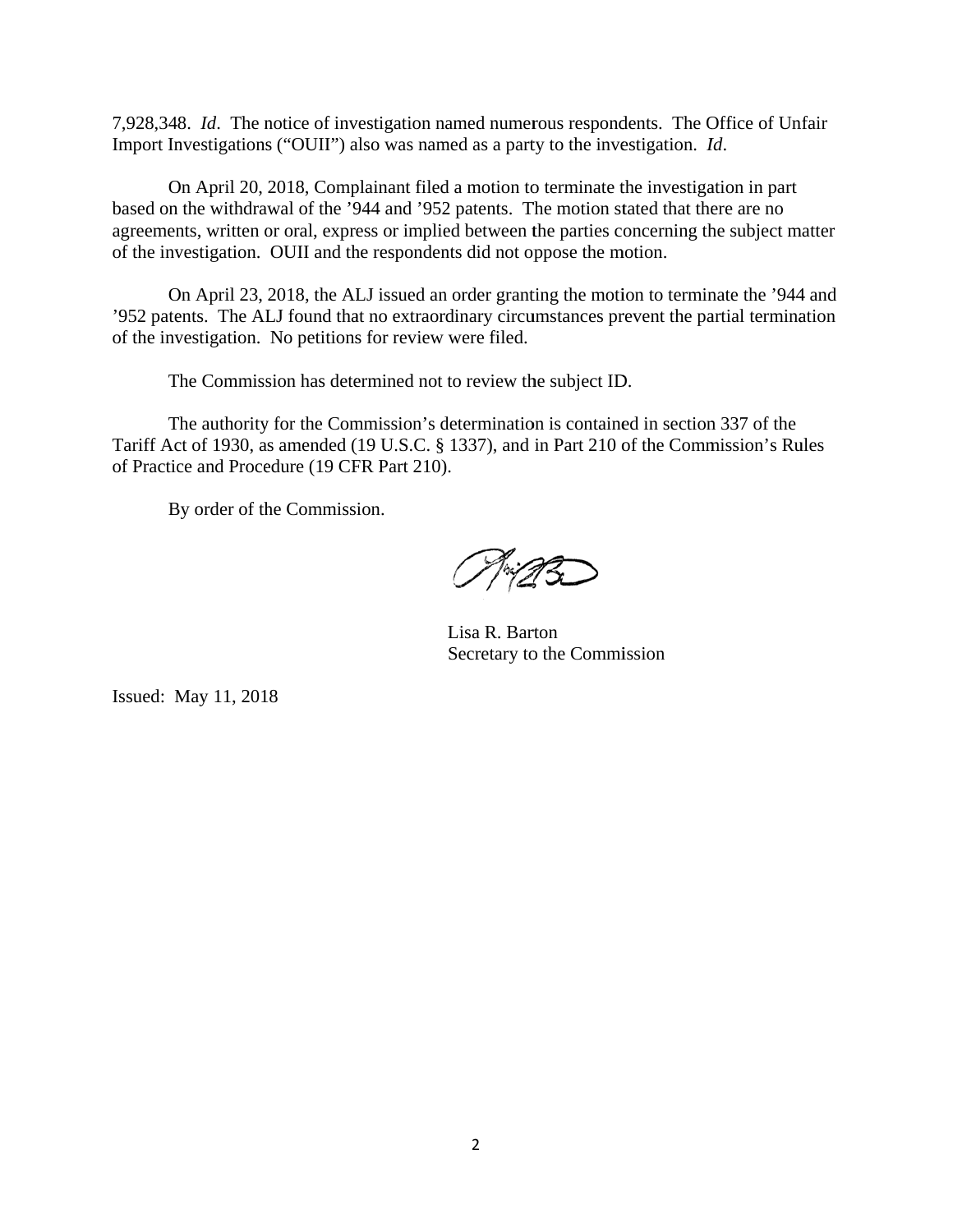7,928,348. *Id*. The notice of investigation named numerous respondents. The Office of Unfair Import Investigations ("OUII") also was named as a party to the investigation. *Id*.

On April 20, 2018, Complainant filed a motion to terminate the investigation in part based on the withdrawal of the '944 and '952 patents. The motion stated that there are no agreements, written or oral, express or implied between the parties concerning the subject matter of the investigation. OUII and the respondents did not oppose the motion.

On April 23, 2018, the ALJ issued an order granting the motion to terminate the '944 and '952 patents. The ALJ found that no extraordinary circumstances prevent the partial termination of the investigation. No petitions for review were filed.

The Commission has determined not to review the subject ID.

The authority for the Commission's determination is contained in section 337 of the Tariff Act of 1930, as amended (19 U.S.C. § 1337), and in Part 210 of the Commission's Rules of Practice and Procedure (19 CFR Part 210).

By order of the Commission.

Lisa R. Barton
Secretary to the Commission

Issued: May 11, 2018